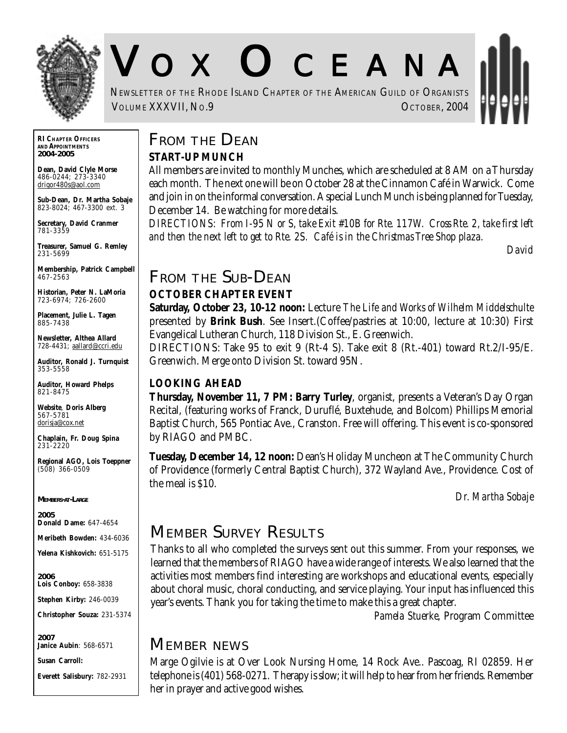# VOX OCEANA

NEWSLETTER OF THE RHODE ISLAND CHAPTER OF THE AMERICAN GUILD OF ORGANISTS
VOLUME XXXVII, NO.9 OCTOBER, 2004

## FROM THE DEAN

### START-UP MUNCH

All members are invited to monthly Munches, which are scheduled at 8 AM on a Thursday each month. The next one will be on October 28 at the Cinnamon Café in Warwick. Come and join in on the informal conversation. A special Lunch Munch is being planned for Tuesday, December 14. Be watching for more details.

*DIRECTIONS: From I-95 N or S, take Exit #10B for Rte. 117W. Cross Rte. 2, take first left and then the next left to get to Rte. 2S. Café is in the Christmas Tree Shop plaza.*

*David*

## FROM THE SUB-DEAN

### OCTOBER CHAPTER EVENT

**Saturday, October 23, 10-12 noon:** Lecture *The Life and Works of Wilhelm Middelschulte* presented by **Brink Bush**. See Insert.(Coffee/pastries at 10:00, lecture at 10:30) First Evangelical Lutheran Church, 118 Division St., E. Greenwich.

DIRECTIONS: Take 95 to exit 9 (Rt-4 S). Take exit 8 (Rt.-401) toward Rt.2/I-95/E. Greenwich. Merge onto Division St. toward 95N.

### LOOKING AHEAD

**Thursday, November 11, 7 PM: Barry Turley**, organist, presents a Veteran's Day Organ Recital, (featuring works of Franck, Duruflé, Buxtehude, and Bolcom) Phillips Memorial Baptist Church, 565 Pontiac Ave., Cranston. Free will offering. This event is co-sponsored by RIAGO and PMBC.

**Tuesday, December 14, 12 noon:** Dean's Holiday Muncheon at The Community Church of Providence (formerly Central Baptist Church), 372 Wayland Ave., Providence. Cost of the meal is $10.

*Dr. Martha Sobaje*

## MEMBER SURVEY RESULTS

Thanks to all who completed the surveys sent out this summer. From your responses, we learned that the members of RIAGO have a wide range of interests. We also learned that the activities most members find interesting are workshops and educational events, especially about choral music, choral conducting, and service playing. Your input has influenced this year's events. Thank you for taking the time to make this a great chapter.

*Pamela Stuerke*, Program Committee

## MEMBER NEWS

Marge Ogilvie is at Over Look Nursing Home, 14 Rock Ave.. Pascoag, RI 02859. Her telephone is (401) 568-0271. Therapy is slow; it will help to hear from her friends. Remember her in prayer and active good wishes.

---

**RI CHAPTER OFFICERS AND APPOINTMENTS 2004-2005**

**Dean, David Clyle Morse**
486-0244; 273-3340
drigor480s@aol.com

**Sub-Dean, Dr. Martha Sobaje**
823-8024; 467-3300 ext. 3

**Secretary, David Cranmer**
781-3359

**Treasurer, Samuel G. Remley**
231-5699

**Membership, Patrick Campbell**
467-2563

**Historian, Peter N. LaMoria**
723-6974; 726-2600

**Placement, Julie L. Tagen**
885-7438

**Newsletter, Althea Allard**
728-4431; aallard@ccri.edu

**Auditor, Ronald J. Turnquist**
353-5558

**Auditor, Howard Phelps**
821-8475

**Website, Doris Alberg**
567-5781
dorisja@cox.net

**Chaplain, Fr. Doug Spina**
231-2220

**Regional AGO, Lois Toeppner**
(508) 366-0509

**MEMBERS-AT-LARGE**

**2005**
**Donald Dame:** 647-4654
**Meribeth Bowden:** 434-6036
**Yelena Kishkovich:** 651-5175

**2006**
**Lois Conboy:** 658-3838
**Stephen Kirby:** 246-0039
**Christopher Souza:** 231-5374

**2007**
**Janice Aubin**: 568-6571
**Susan Carroll:**
**Everett Salisbury:** 782-2931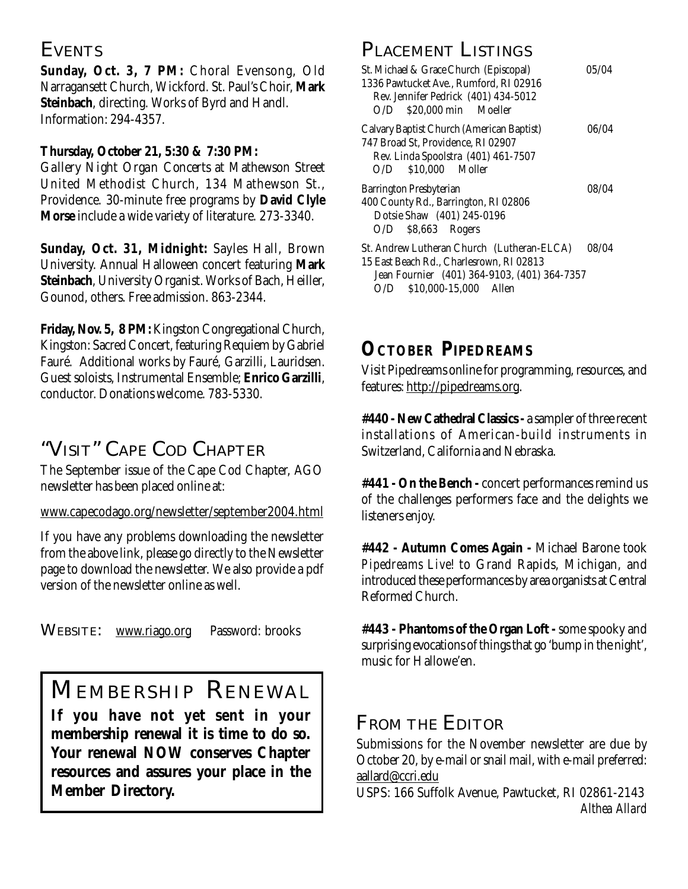## EVENTS

**Sunday, Oct. 3, 7 PM:** Choral Evensong, Old Narragansett Church, Wickford. St. Paul's Choir, **Mark Steinbach**, directing. Works of Byrd and Handl. Information: 294-4357.

**Thursday, October 21, 5:30 & 7:30 PM:**
*Gallery Night Organ Concerts* at Mathewson Street United Methodist Church, 134 Mathewson St., Providence. 30-minute free programs by **David Clyle Morse** include a wide variety of literature. 273-3340.

**Sunday, Oct. 31, Midnight:** Sayles Hall, Brown University. Annual Halloween concert featuring **Mark Steinbach**, University Organist. Works of Bach, Heiller, Gounod, others. Free admission. 863-2344.

**Friday, Nov. 5, 8 PM:** Kingston Congregational Church, Kingston: Sacred Concert, featuring Requiem by Gabriel Fauré. Additional works by Fauré, Garzilli, Lauridsen. Guest soloists, Instrumental Ensemble; **Enrico Garzilli**, conductor. Donations welcome. 783-5330.

## "VISIT" CAPE COD CHAPTER

The September issue of the Cape Cod Chapter, AGO newsletter has been placed online at:

www.capecodago.org/newsletter/september2004.html

If you have any problems downloading the newsletter from the above link, please go directly to the Newsletter page to download the newsletter. We also provide a pdf version of the newsletter online as well.

WEBSITE: www.riago.org Password: brooks

## MEMBERSHIP RENEWAL

**If you have not yet sent in your membership renewal it is time to do so. Your renewal NOW conserves Chapter resources and assures your place in the Member Directory.**

## PLACEMENT LISTINGS

St. Michael & Grace Church (Episcopal) 05/04
1336 Pawtucket Ave., Rumford, RI 02916
Rev. Jennifer Pedrick (401) 434-5012
O/D $20,000 min Moeller

Calvary Baptist Church (American Baptist) 06/04
747 Broad St, Providence, RI 02907
Rev. Linda Spoolstra (401) 461-7507
O/D $10,000 Moller

Barrington Presbyterian 08/04
400 County Rd., Barrington, RI 02806
Dotsie Shaw (401) 245-0196
O/D $8,663 Rogers

St. Andrew Lutheran Church (Lutheran-ELCA) 08/04
15 East Beach Rd., Charlesrown, RI 02813
Jean Fournier (401) 364-9103, (401) 364-7357
O/D $10,000-15,000 Allen

## OCTOBER PIPEDREAMS

Visit Pipedreams online for programming, resources, and features: http://pipedreams.org.

**#440 - New Cathedral Classics -** a sampler of three recent installations of American-build instruments in Switzerland, California and Nebraska.

**#441 - On the Bench -** concert performances remind us of the challenges performers face and the delights we listeners enjoy.

**#442 - Autumn Comes Again -** Michael Barone took *Pipedreams Live!* to Grand Rapids, Michigan, and introduced these performances by area organists at Central Reformed Church.

**#443 - Phantoms of the Organ Loft -** some spooky and surprising evocations of things that go 'bump in the night', music for Hallowe'en.

## FROM THE EDITOR

Submissions for the November newsletter are due by October 20, by e-mail or snail mail, with e-mail preferred: aallard@ccri.edu

USPS: 166 Suffolk Avenue, Pawtucket, RI 02861-2143

*Althea Allard*